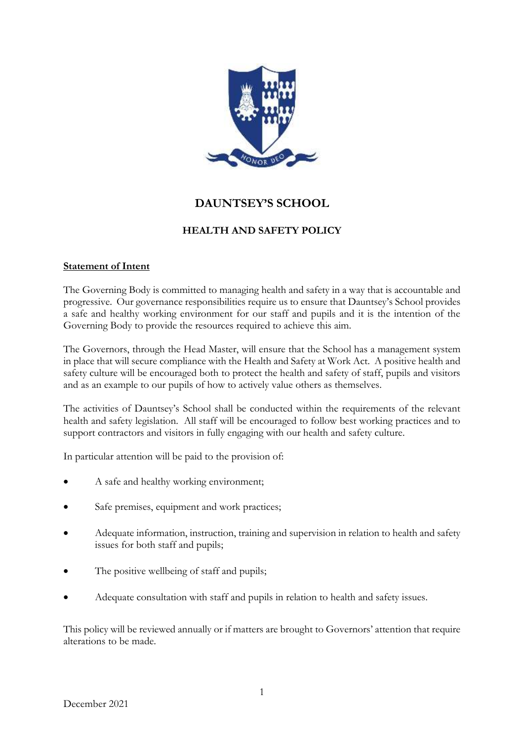# DAUNTSEY'S SCHOOL

## HEALTH AND SAFETY POLICY

**Statement of Intent**

The Governing Body is committed to managing health and safety in a way that is accountable and progressive. Our governance responsibilities require us to ensure that Dauntsey's School provides a safe and healthy working environment for our staff and pupils and it is the intention of the Governing Body to provide the resources required to achieve this aim.

The Governors, through the Head Master, will ensure that the School has a management system in place that will secure compliance with the Health and Safety at Work Act. A positive health and safety culture will be encouraged both to protect the health and safety of staff, pupils and visitors and as an example to our pupils of how to actively value others as themselves.

The activities of Dauntsey's School shall be conducted within the requirements of the relevant health and safety legislation. All staff will be encouraged to follow best working practices and to support contractors and visitors in fully engaging with our health and safety culture.

In particular attention will be paid to the provision of:

- A safe and healthy working environment;
- Safe premises, equipment and work practices;
- Adequate information, instruction, training and supervision in relation to health and safety issues for both staff and pupils;
- The positive wellbeing of staff and pupils;
- Adequate consultation with staff and pupils in relation to health and safety issues.

This policy will be reviewed annually or if matters are brought to Governors' attention that require alterations to be made.

December 2021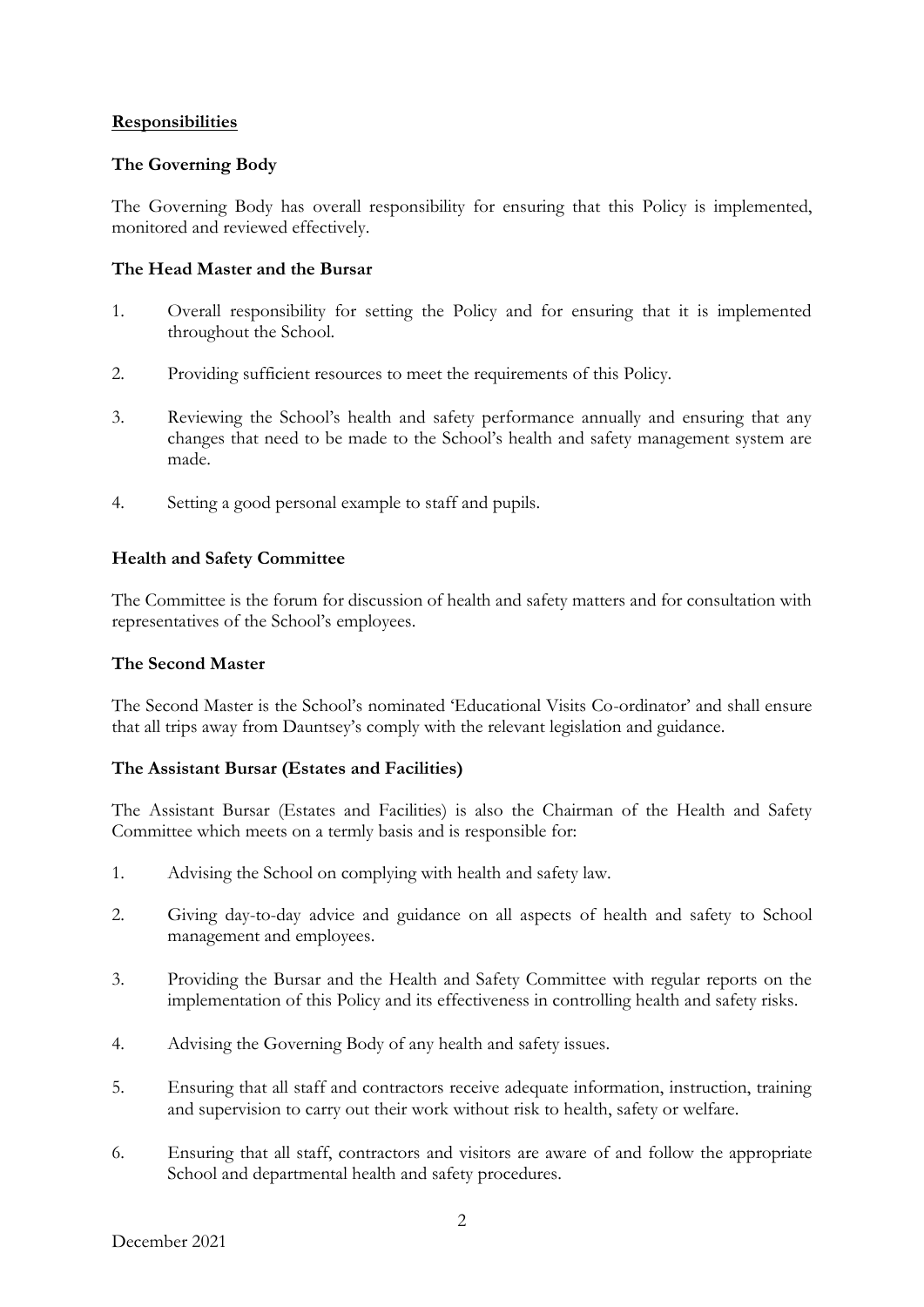## **Responsibilities**

### The Governing Body

The Governing Body has overall responsibility for ensuring that this Policy is implemented, monitored and reviewed effectively.

### The Head Master and the Bursar

1. Overall responsibility for setting the Policy and for ensuring that it is implemented throughout the School.

2. Providing sufficient resources to meet the requirements of this Policy.

3. Reviewing the School's health and safety performance annually and ensuring that any changes that need to be made to the School's health and safety management system are made.

4. Setting a good personal example to staff and pupils.

### Health and Safety Committee

The Committee is the forum for discussion of health and safety matters and for consultation with representatives of the School's employees.

### The Second Master

The Second Master is the School's nominated 'Educational Visits Co-ordinator' and shall ensure that all trips away from Dauntsey's comply with the relevant legislation and guidance.

### The Assistant Bursar (Estates and Facilities)

The Assistant Bursar (Estates and Facilities) is also the Chairman of the Health and Safety Committee which meets on a termly basis and is responsible for:

1. Advising the School on complying with health and safety law.

2. Giving day-to-day advice and guidance on all aspects of health and safety to School management and employees.

3. Providing the Bursar and the Health and Safety Committee with regular reports on the implementation of this Policy and its effectiveness in controlling health and safety risks.

4. Advising the Governing Body of any health and safety issues.

5. Ensuring that all staff and contractors receive adequate information, instruction, training and supervision to carry out their work without risk to health, safety or welfare.

6. Ensuring that all staff, contractors and visitors are aware of and follow the appropriate School and departmental health and safety procedures.

December 2021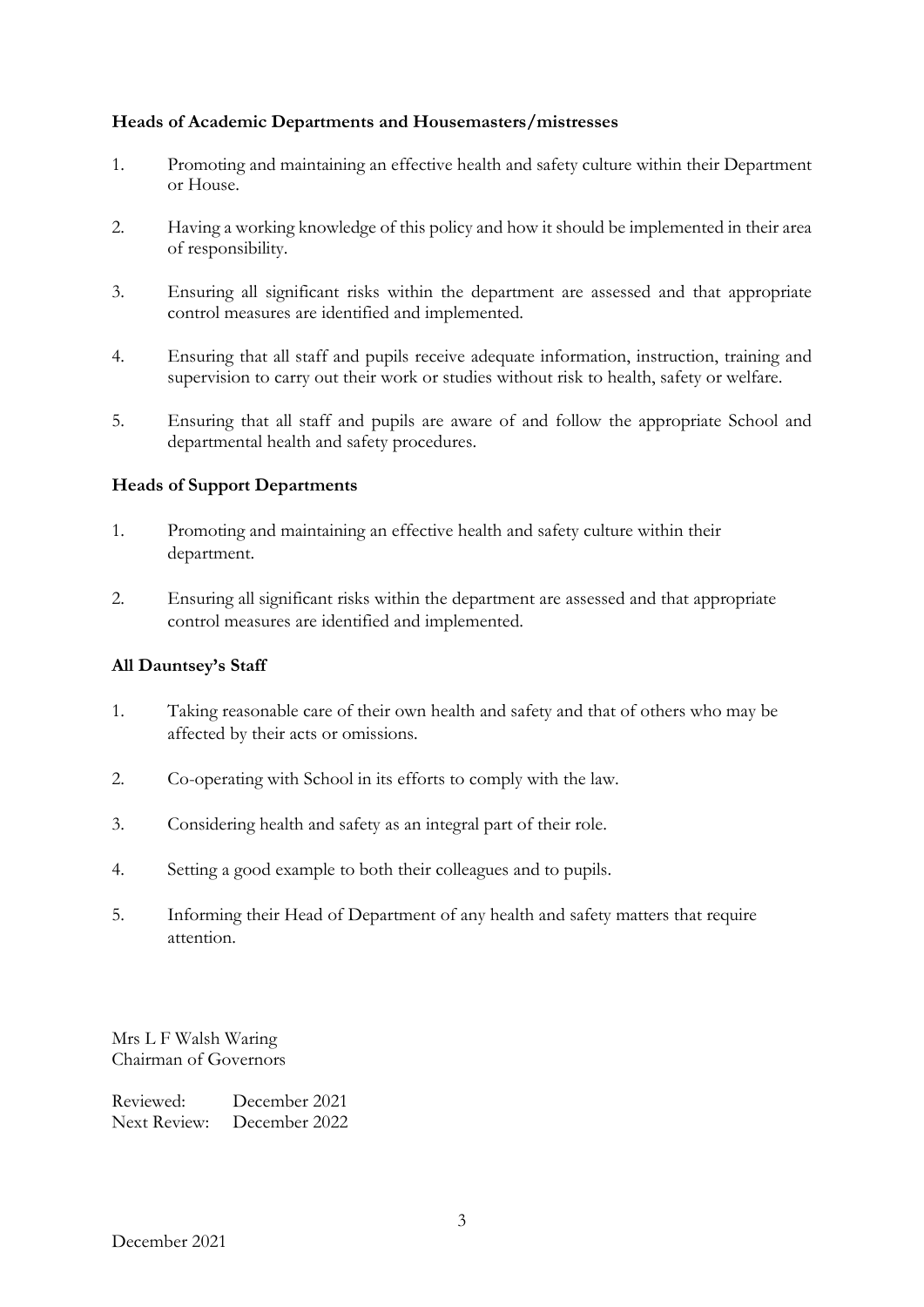**Heads of Academic Departments and Housemasters/mistresses**

1. Promoting and maintaining an effective health and safety culture within their Department or House.

2. Having a working knowledge of this policy and how it should be implemented in their area of responsibility.

3. Ensuring all significant risks within the department are assessed and that appropriate control measures are identified and implemented.

4. Ensuring that all staff and pupils receive adequate information, instruction, training and supervision to carry out their work or studies without risk to health, safety or welfare.

5. Ensuring that all staff and pupils are aware of and follow the appropriate School and departmental health and safety procedures.

**Heads of Support Departments**

1. Promoting and maintaining an effective health and safety culture within their department.

2. Ensuring all significant risks within the department are assessed and that appropriate control measures are identified and implemented.

**All Dauntsey's Staff**

1. Taking reasonable care of their own health and safety and that of others who may be affected by their acts or omissions.

2. Co-operating with School in its efforts to comply with the law.

3. Considering health and safety as an integral part of their role.

4. Setting a good example to both their colleagues and to pupils.

5. Informing their Head of Department of any health and safety matters that require attention.

Mrs L F Walsh Waring
Chairman of Governors

Reviewed: December 2021
Next Review: December 2022